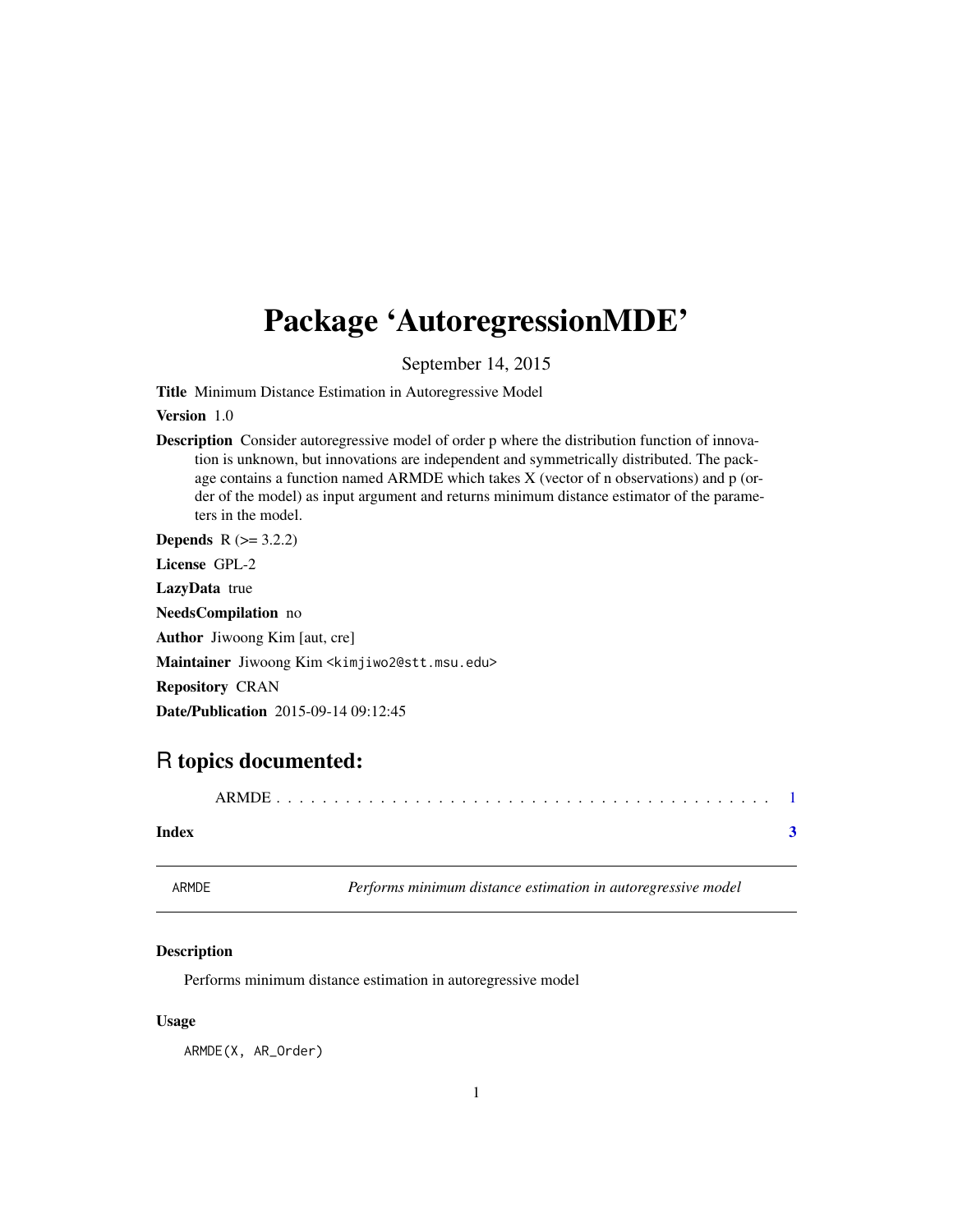# Package 'AutoregressionMDE'

September 14, 2015

**Title** Minimum Distance Estimation in Autoregressive Model

**Version** 1.0

**Description** Consider autoregressive model of order p where the distribution function of innovation is unknown, but innovations are independent and symmetrically distributed. The package contains a function named ARMDE which takes X (vector of n observations) and p (order of the model) as input argument and returns minimum distance estimator of the parameters in the model.

**Depends** R (>= 3.2.2)

**License** GPL-2

**LazyData** true

**NeedsCompilation** no

**Author** Jiwoong Kim [aut, cre]

**Maintainer** Jiwoong Kim <kimjiwo2@stt.msu.edu>

**Repository** CRAN

**Date/Publication** 2015-09-14 09:12:45

## R topics documented:

ARMDE . . . . . . . . . . . . . . . . . . . . . . . . . . . . . . . . . . . . . . . . . . 1

**Index** **3**

---

ARMDE *Performs minimum distance estimation in autoregressive model*

---

### Description

Performs minimum distance estimation in autoregressive model

### Usage

```
ARMDE(X, AR_Order)
```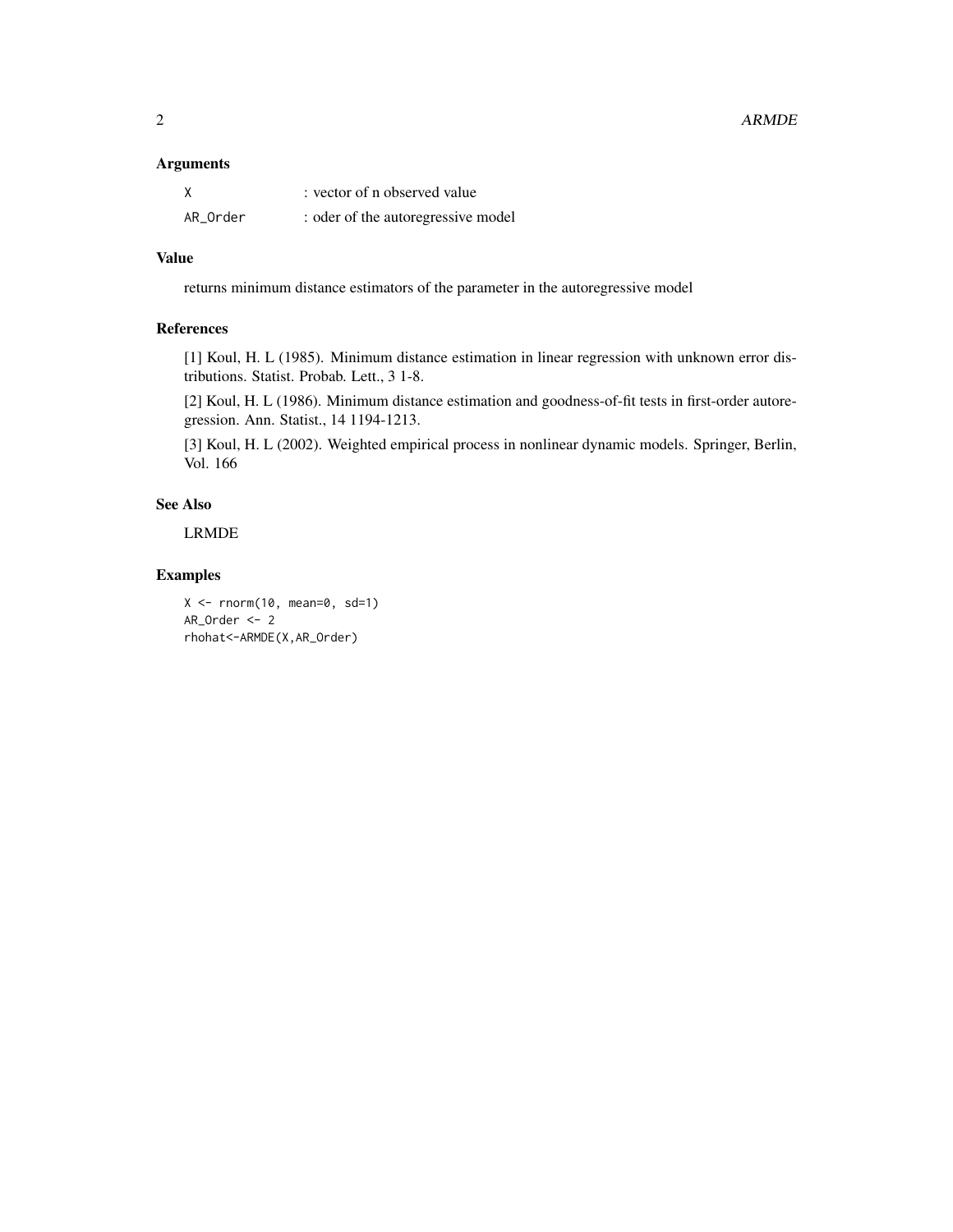## Arguments

| | |
|---|---|
| X | : vector of n observed value |
| AR_Order | : oder of the autoregressive model |

## Value

returns minimum distance estimators of the parameter in the autoregressive model

## References

[1] Koul, H. L (1985). Minimum distance estimation in linear regression with unknown error distributions. Statist. Probab. Lett., 3 1-8.

[2] Koul, H. L (1986). Minimum distance estimation and goodness-of-fit tests in first-order autoregression. Ann. Statist., 14 1194-1213.

[3] Koul, H. L (2002). Weighted empirical process in nonlinear dynamic models. Springer, Berlin, Vol. 166

## See Also

LRMDE

## Examples

```
X <- rnorm(10, mean=0, sd=1)
AR_Order <- 2
rhohat<-ARMDE(X,AR_Order)
```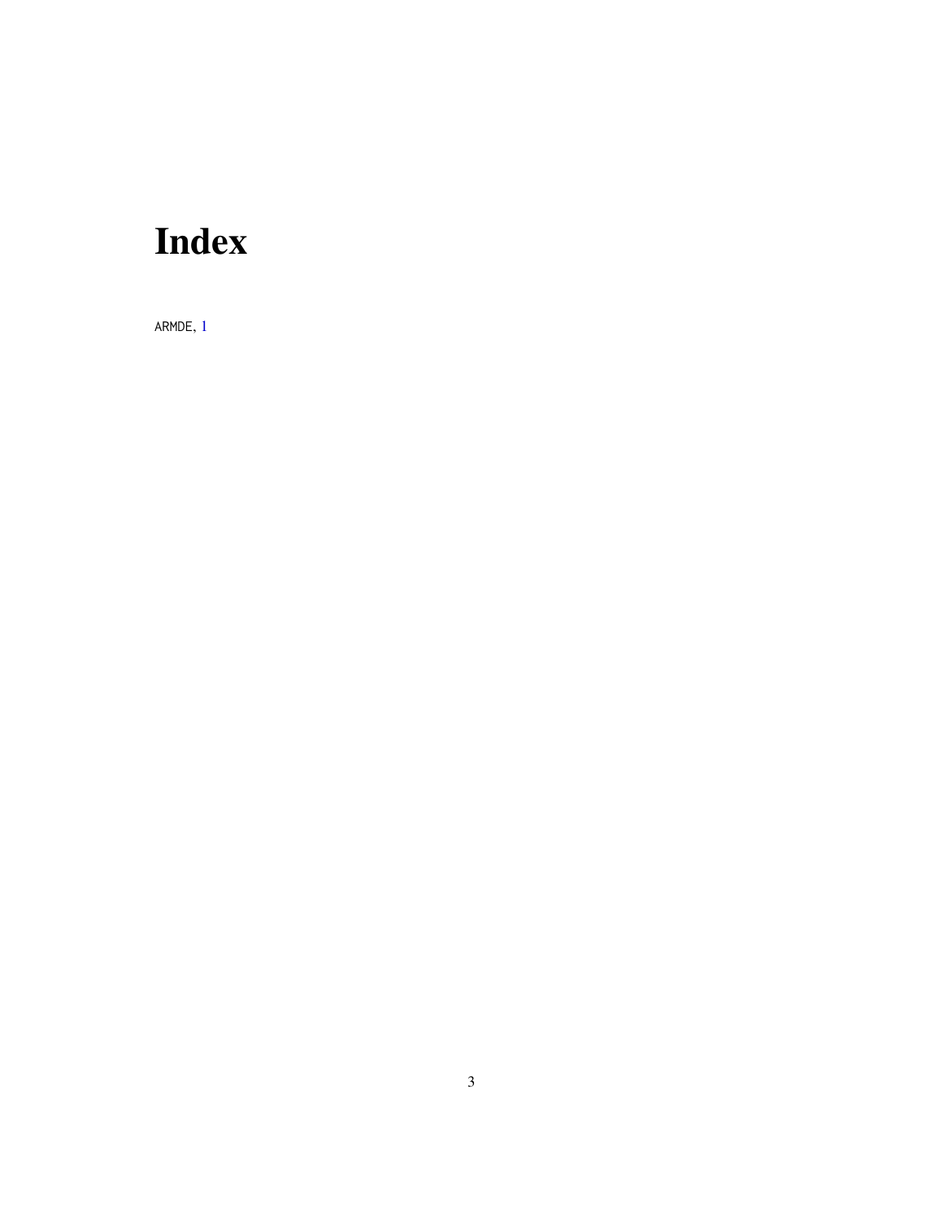# Index

ARMDE, 1